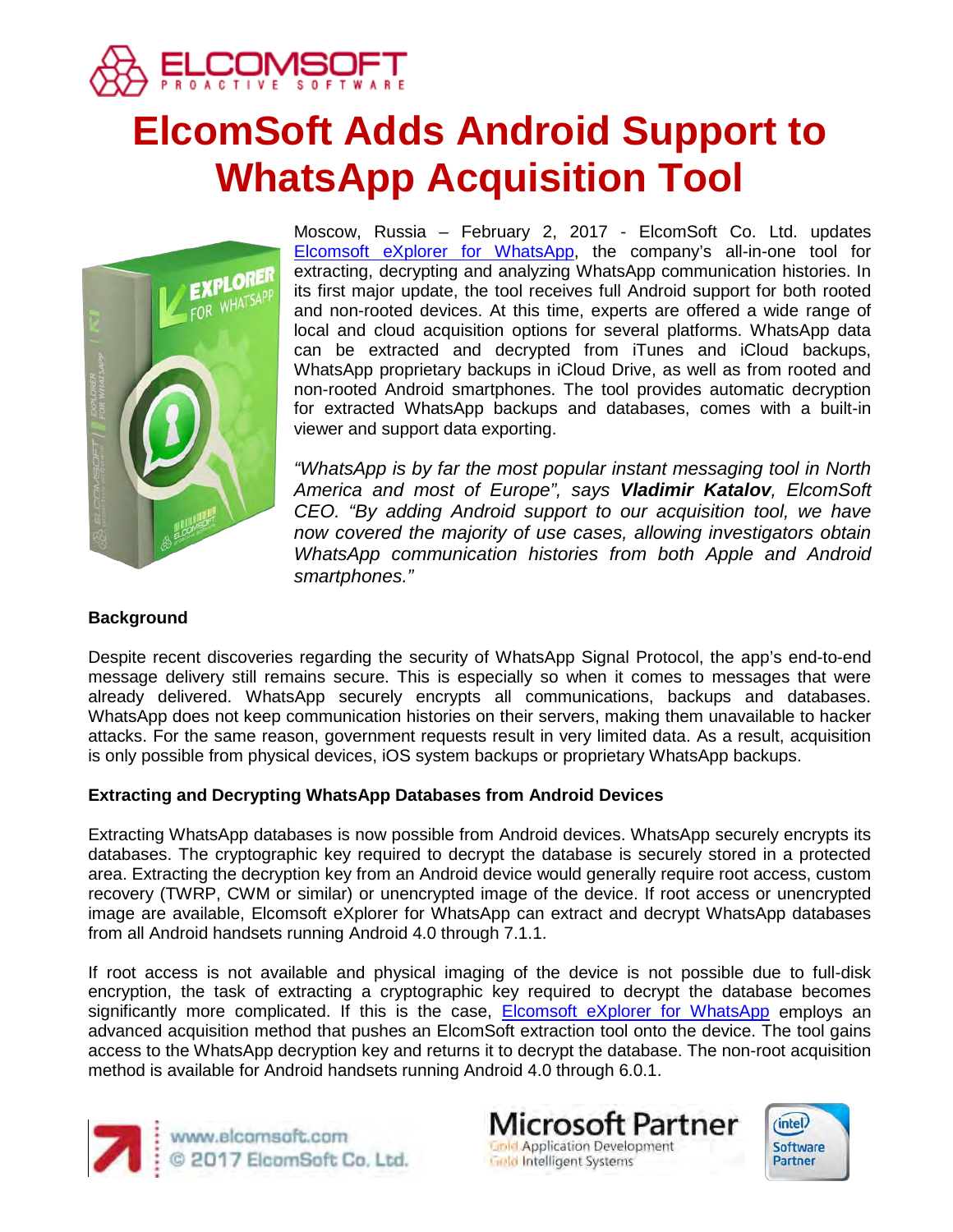# ElcomSoft Adds Android Support to WhatsApp Acquisition Tool

Moscow, Russia – February 2, 2017 - ElcomSoft Co. Ltd. updates Elcomsoft eXplorer for WhatsApp, the company's all-in-one tool for extracting, decrypting and analyzing WhatsApp communication histories. In its first major update, the tool receives full Android support for both rooted and non-rooted devices. At this time, experts are offered a wide range of local and cloud acquisition options for several platforms. WhatsApp data can be extracted and decrypted from iTunes and iCloud backups, WhatsApp proprietary backups in iCloud Drive, as well as from rooted and non-rooted Android smartphones. The tool provides automatic decryption for extracted WhatsApp backups and databases, comes with a built-in viewer and support data exporting.

*"WhatsApp is by far the most popular instant messaging tool in North America and most of Europe", says **Vladimir Katalov**, ElcomSoft CEO. "By adding Android support to our acquisition tool, we have now covered the majority of use cases, allowing investigators obtain WhatsApp communication histories from both Apple and Android smartphones."*

**Background**

Despite recent discoveries regarding the security of WhatsApp Signal Protocol, the app's end-to-end message delivery still remains secure. This is especially so when it comes to messages that were already delivered. WhatsApp securely encrypts all communications, backups and databases. WhatsApp does not keep communication histories on their servers, making them unavailable to hacker attacks. For the same reason, government requests result in very limited data. As a result, acquisition is only possible from physical devices, iOS system backups or proprietary WhatsApp backups.

**Extracting and Decrypting WhatsApp Databases from Android Devices**

Extracting WhatsApp databases is now possible from Android devices. WhatsApp securely encrypts its databases. The cryptographic key required to decrypt the database is securely stored in a protected area. Extracting the decryption key from an Android device would generally require root access, custom recovery (TWRP, CWM or similar) or unencrypted image of the device. If root access or unencrypted image are available, Elcomsoft eXplorer for WhatsApp can extract and decrypt WhatsApp databases from all Android handsets running Android 4.0 through 7.1.1.

If root access is not available and physical imaging of the device is not possible due to full-disk encryption, the task of extracting a cryptographic key required to decrypt the database becomes significantly more complicated. If this is the case, Elcomsoft eXplorer for WhatsApp employs an advanced acquisition method that pushes an ElcomSoft extraction tool onto the device. The tool gains access to the WhatsApp decryption key and returns it to decrypt the database. The non-root acquisition method is available for Android handsets running Android 4.0 through 6.0.1.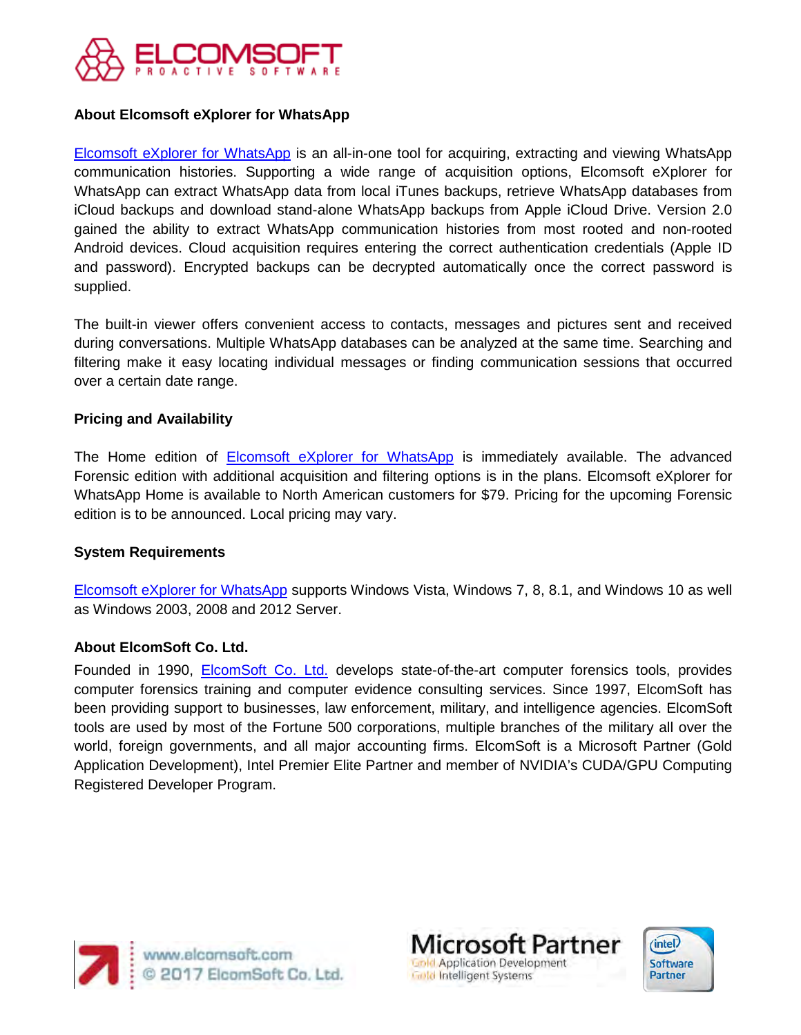### About Elcomsoft eXplorer for WhatsApp

Elcomsoft eXplorer for WhatsApp is an all-in-one tool for acquiring, extracting and viewing WhatsApp communication histories. Supporting a wide range of acquisition options, Elcomsoft eXplorer for WhatsApp can extract WhatsApp data from local iTunes backups, retrieve WhatsApp databases from iCloud backups and download stand-alone WhatsApp backups from Apple iCloud Drive. Version 2.0 gained the ability to extract WhatsApp communication histories from most rooted and non-rooted Android devices. Cloud acquisition requires entering the correct authentication credentials (Apple ID and password). Encrypted backups can be decrypted automatically once the correct password is supplied.

The built-in viewer offers convenient access to contacts, messages and pictures sent and received during conversations. Multiple WhatsApp databases can be analyzed at the same time. Searching and filtering make it easy locating individual messages or finding communication sessions that occurred over a certain date range.

### Pricing and Availability

The Home edition of Elcomsoft eXplorer for WhatsApp is immediately available. The advanced Forensic edition with additional acquisition and filtering options is in the plans. Elcomsoft eXplorer for WhatsApp Home is available to North American customers for $79. Pricing for the upcoming Forensic edition is to be announced. Local pricing may vary.

### System Requirements

Elcomsoft eXplorer for WhatsApp supports Windows Vista, Windows 7, 8, 8.1, and Windows 10 as well as Windows 2003, 2008 and 2012 Server.

### About ElcomSoft Co. Ltd.

Founded in 1990, ElcomSoft Co. Ltd. develops state-of-the-art computer forensics tools, provides computer forensics training and computer evidence consulting services. Since 1997, ElcomSoft has been providing support to businesses, law enforcement, military, and intelligence agencies. ElcomSoft tools are used by most of the Fortune 500 corporations, multiple branches of the military all over the world, foreign governments, and all major accounting firms. ElcomSoft is a Microsoft Partner (Gold Application Development), Intel Premier Elite Partner and member of NVIDIA's CUDA/GPU Computing Registered Developer Program.

www.elcomsoft.com
© 2017 ElcomSoft Co. Ltd.